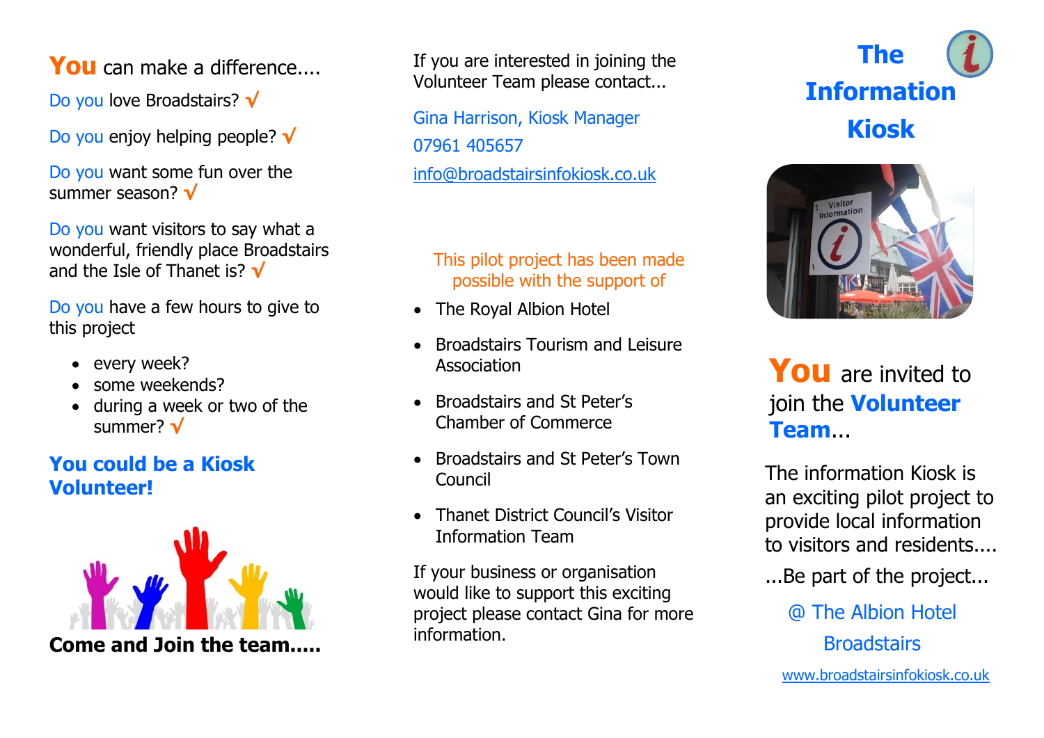## You can make a difference....

Do you love Broadstairs? √

Do you enjoy helping people? √

Do you want some fun over the summer season? √

Do you want visitors to say what a wonderful, friendly place Broadstairs and the Isle of Thanet is? √

Do you have a few hours to give to this project

- every week?
- some weekends?
- during a week or two of the summer? √

### You could be a Kiosk Volunteer!

**Come and Join the team.....**

If you are interested in joining the Volunteer Team please contact...

Gina Harrison, Kiosk Manager

07961 405657

info@broadstairsinfokiosk.co.uk

This pilot project has been made possible with the support of

- The Royal Albion Hotel
- Broadstairs Tourism and Leisure Association
- Broadstairs and St Peter's Chamber of Commerce
- Broadstairs and St Peter's Town Council
- Thanet District Council's Visitor Information Team

If your business or organisation would like to support this exciting project please contact Gina for more information.

# The Information Kiosk

## You are invited to join the **Volunteer Team**...

The information Kiosk is an exciting pilot project to provide local information to visitors and residents....

...Be part of the project...

@ The Albion Hotel

Broadstairs

www.broadstairsinfokiosk.co.uk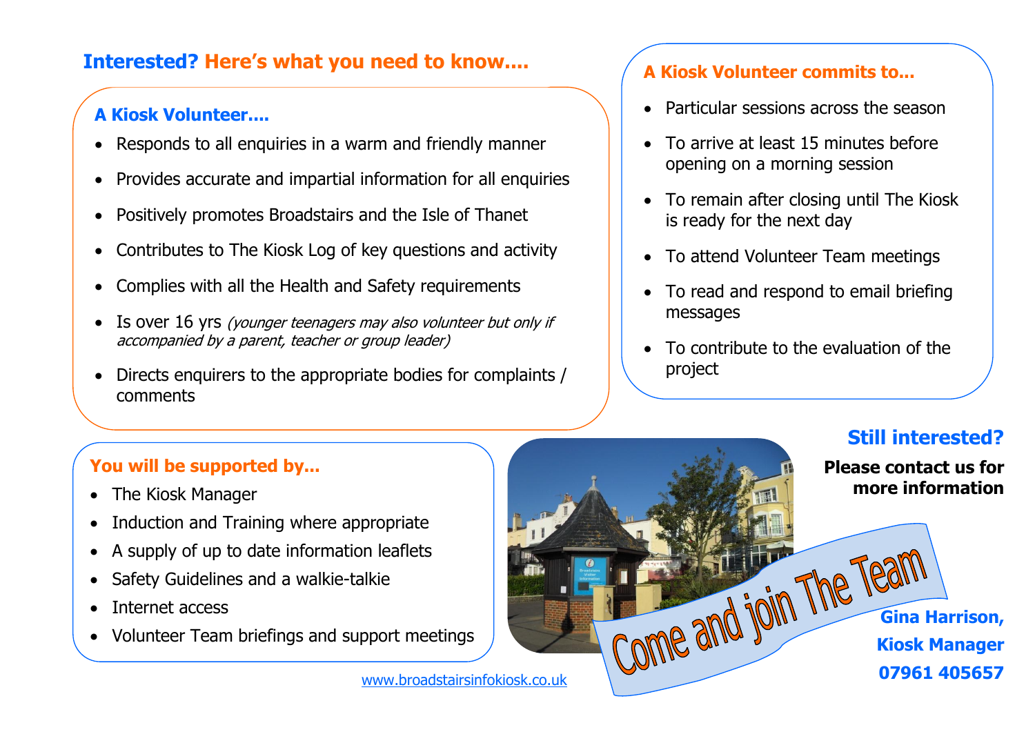## Interested? Here's what you need to know....

### A Kiosk Volunteer....

- Responds to all enquiries in a warm and friendly manner
- Provides accurate and impartial information for all enquiries
- Positively promotes Broadstairs and the Isle of Thanet
- Contributes to The Kiosk Log of key questions and activity
- Complies with all the Health and Safety requirements
- Is over 16 yrs *(younger teenagers may also volunteer but only if accompanied by a parent, teacher or group leader)*
- Directs enquirers to the appropriate bodies for complaints / comments

### A Kiosk Volunteer commits to...

- Particular sessions across the season
- To arrive at least 15 minutes before opening on a morning session
- To remain after closing until The Kiosk is ready for the next day
- To attend Volunteer Team meetings
- To read and respond to email briefing messages
- To contribute to the evaluation of the project

### You will be supported by...

- The Kiosk Manager
- Induction and Training where appropriate
- A supply of up to date information leaflets
- Safety Guidelines and a walkie-talkie
- Internet access
- Volunteer Team briefings and support meetings

## Still interested?

**Please contact us for more information**

Come and join The Team

**Gina Harrison,**
**Kiosk Manager**
**07961 405657**

www.broadstairsinfokiosk.co.uk